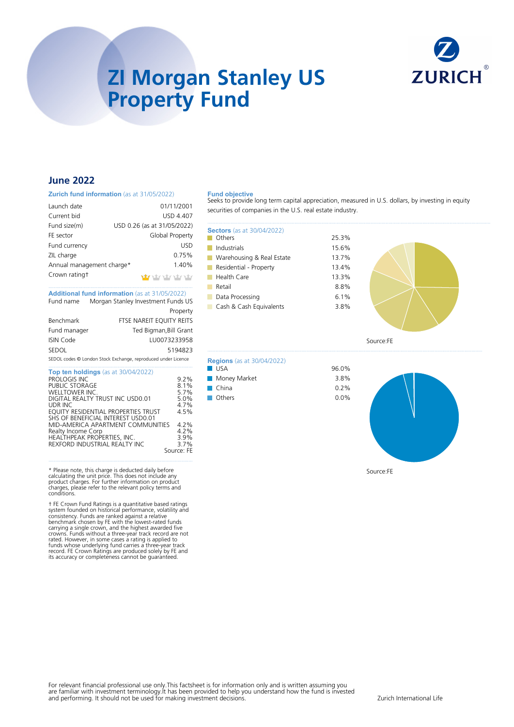# ZI Morgan Stanley US Property Fund

ZURICH

## June 2022

### Zurich fund information (as at 31/05/2022)

| | |
|---|---|
| Launch date | 01/11/2001 |
| Current bid | USD 4.407 |
| Fund size(m) | USD 0.26 (as at 31/05/2022) |
| FE sector | Global Property |
| Fund currency | USD |
| ZIL charge | 0.75% |
| Annual management charge* | 1.40% |
| Crown rating† | 1 of 5 crowns |

### Additional fund information (as at 31/05/2022)

| | |
|---|---|
| Fund name | Morgan Stanley Investment Funds US Property |
| Benchmark | FTSE NAREIT EQUITY REITS |
| Fund manager | Ted Bigman,Bill Grant |
| ISIN Code | LU0073233958 |
| SEDOL | 5194823 |

SEDOL codes © London Stock Exchange, reproduced under Licence

### Top ten holdings (as at 30/04/2022)

| | |
|---|---|
| PROLOGIS INC | 9.2% |
| PUBLIC STORAGE | 8.1% |
| WELLTOWER INC. | 5.7% |
| DIGITAL REALTY TRUST INC USD0.01 | 5.0% |
| UDR INC | 4.7% |
| EQUITY RESIDENTIAL PROPERTIES TRUST SHS OF BENEFICIAL INTEREST USD0.01 | 4.5% |
| MID-AMERICA APARTMENT COMMUNITIES | 4.2% |
| Realty Income Corp | 4.2% |
| HEALTHPEAK PROPERTIES, INC. | 3.9% |
| REXFORD INDUSTRIAL REALTY INC | 3.7% |

Source: FE

\* Please note, this charge is deducted daily before calculating the unit price. This does not include any product charges. For further information on product charges, please refer to the relevant policy terms and conditions.

† FE Crown Fund Ratings is a quantitative based ratings system founded on historical performance, volatility and consistency. Funds are ranked against a relative benchmark chosen by FE with the lowest-rated funds carrying a single crown, and the highest awarded five crowns. Funds without a three-year track record are not rated. However, in some cases a rating is applied to funds whose underlying fund carries a three-year track record. FE Crown Ratings are produced solely by FE and its accuracy or completeness cannot be guaranteed.

### Fund objective

Seeks to provide long term capital appreciation, measured in U.S. dollars, by investing in equity securities of companies in the U.S. real estate industry.

### Sectors (as at 30/04/2022)

| | |
|---|---|
| Others | 25.3% |
| Industrials | 15.6% |
| Warehousing & Real Estate | 13.7% |
| Residential - Property | 13.4% |
| Health Care | 13.3% |
| Retail | 8.8% |
| Data Processing | 6.1% |
| Cash & Cash Equivalents | 3.8% |

Source:FE

### Regions (as at 30/04/2022)

| | |
|---|---|
| USA | 96.0% |
| Money Market | 3.8% |
| China | 0.2% |
| Others | 0.0% |

Source:FE

For relevant financial professional use only.This factsheet is for information only and is written assuming you are familiar with investment terminology.It has been provided to help you understand how the fund is invested and performing. It should not be used for making investment decisions.

Zurich International Life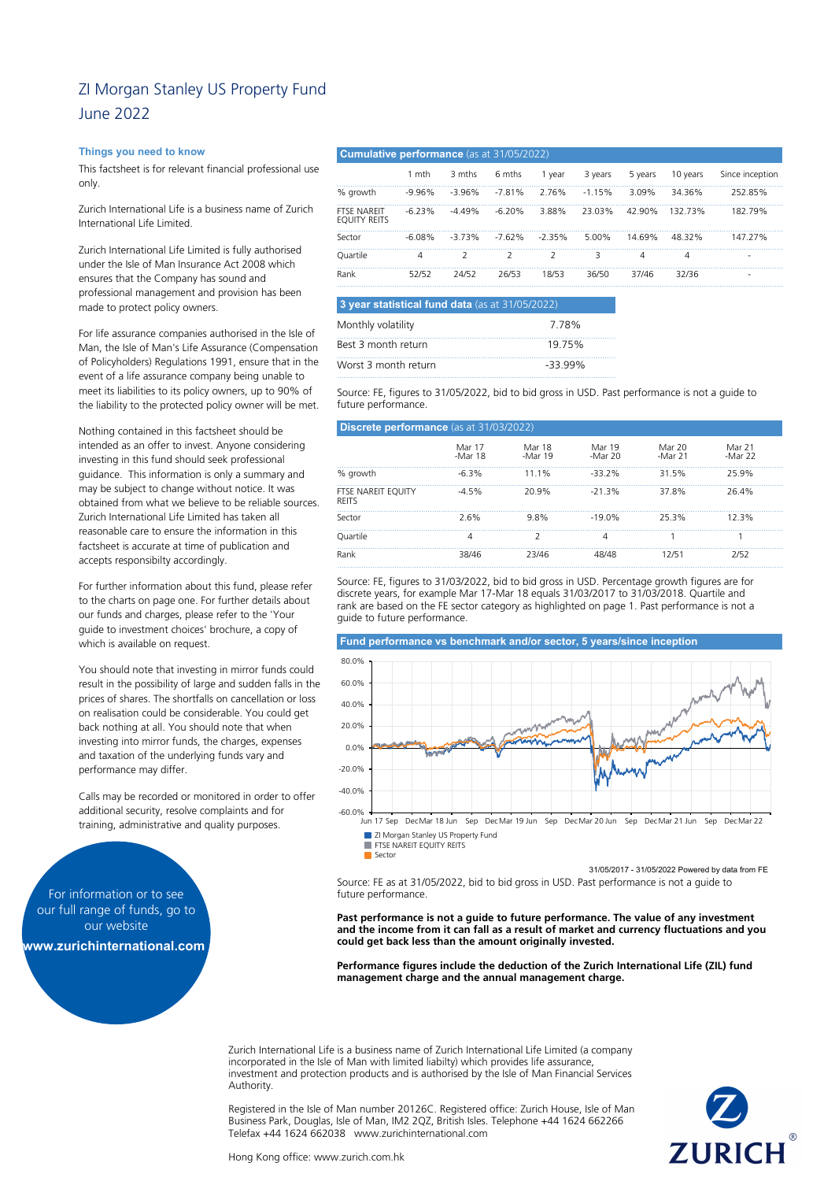# ZI Morgan Stanley US Property Fund

June 2022

### Things you need to know

This factsheet is for relevant financial professional use only.

Zurich International Life is a business name of Zurich International Life Limited.

Zurich International Life Limited is fully authorised under the Isle of Man Insurance Act 2008 which ensures that the Company has sound and professional management and provision has been made to protect policy owners.

For life assurance companies authorised in the Isle of Man, the Isle of Man's Life Assurance (Compensation of Policyholders) Regulations 1991, ensure that in the event of a life assurance company being unable to meet its liabilities to its policy owners, up to 90% of the liability to the protected policy owner will be met.

Nothing contained in this factsheet should be intended as an offer to invest. Anyone considering investing in this fund should seek professional guidance. This information is only a summary and may be subject to change without notice. It was obtained from what we believe to be reliable sources. Zurich International Life Limited has taken all reasonable care to ensure the information in this factsheet is accurate at time of publication and accepts responsibilty accordingly.

For further information about this fund, please refer to the charts on page one. For further details about our funds and charges, please refer to the 'Your guide to investment choices' brochure, a copy of which is available on request.

You should note that investing in mirror funds could result in the possibility of large and sudden falls in the prices of shares. The shortfalls on cancellation or loss on realisation could be considerable. You could get back nothing at all. You should note that when investing into mirror funds, the charges, expenses and taxation of the underlying funds vary and performance may differ.

Calls may be recorded or monitored in order to offer additional security, resolve complaints and for training, administrative and quality purposes.

For information or to see our full range of funds, go to our website

**www.zurichinternational.com**

### Cumulative performance (as at 31/05/2022)

| | 1 mth | 3 mths | 6 mths | 1 year | 3 years | 5 years | 10 years | Since inception |
|---|---|---|---|---|---|---|---|---|
| % growth | -9.96% | -3.96% | -7.81% | 2.76% | -1.15% | 3.09% | 34.36% | 252.85% |
| FTSE NAREIT EQUITY REITS | -6.23% | -4.49% | -6.20% | 3.88% | 23.03% | 42.90% | 132.73% | 182.79% |
| Sector | -6.08% | -3.73% | -7.62% | -2.35% | 5.00% | 14.69% | 48.32% | 147.27% |
| Quartile | 4 | 2 | 2 | 2 | 3 | 4 | 4 | - |
| Rank | 52/52 | 24/52 | 26/53 | 18/53 | 36/50 | 37/46 | 32/36 | - |

### 3 year statistical fund data (as at 31/05/2022)

| | |
|---|---|
| Monthly volatility | 7.78% |
| Best 3 month return | 19.75% |
| Worst 3 month return | -33.99% |

Source: FE, figures to 31/05/2022, bid to bid gross in USD. Past performance is not a guide to future performance.

### Discrete performance (as at 31/03/2022)

| | Mar 17 -Mar 18 | Mar 18 -Mar 19 | Mar 19 -Mar 20 | Mar 20 -Mar 21 | Mar 21 -Mar 22 |
|---|---|---|---|---|---|
| % growth | -6.3% | 11.1% | -33.2% | 31.5% | 25.9% |
| FTSE NAREIT EQUITY REITS | -4.5% | 20.9% | -21.3% | 37.8% | 26.4% |
| Sector | 2.6% | 9.8% | -19.0% | 25.3% | 12.3% |
| Quartile | 4 | 2 | 4 | 1 | 1 |
| Rank | 38/46 | 23/46 | 48/48 | 12/51 | 2/52 |

Source: FE, figures to 31/03/2022, bid to bid gross in USD. Percentage growth figures are for discrete years, for example Mar 17-Mar 18 equals 31/03/2017 to 31/03/2018. Quartile and rank are based on the FE sector category as highlighted on page 1. Past performance is not a guide to future performance.

### Fund performance vs benchmark and/or sector, 5 years/since inception

80.0%
60.0%
40.0%
20.0%
0.0%
-20.0%
-40.0%
-60.0%

Jun 17 Sep Dec Mar 18 Jun Sep Dec Mar 19 Jun Sep Dec Mar 20 Jun Sep Dec Mar 21 Jun Sep Dec Mar 22

ZI Morgan Stanley US Property Fund
FTSE NAREIT EQUITY REITS
Sector

31/05/2017 - 31/05/2022 Powered by data from FE

Source: FE as at 31/05/2022, bid to bid gross in USD. Past performance is not a guide to future performance.

**Past performance is not a guide to future performance. The value of any investment and the income from it can fall as a result of market and currency fluctuations and you could get back less than the amount originally invested.**

**Performance figures include the deduction of the Zurich International Life (ZIL) fund management charge and the annual management charge.**

Zurich International Life is a business name of Zurich International Life Limited (a company incorporated in the Isle of Man with limited liabilty) which provides life assurance, investment and protection products and is authorised by the Isle of Man Financial Services Authority.

Registered in the Isle of Man number 20126C. Registered office: Zurich House, Isle of Man Business Park, Douglas, Isle of Man, IM2 2QZ, British Isles. Telephone +44 1624 662266 Telefax +44 1624 662038 www.zurichinternational.com

Hong Kong office: www.zurich.com.hk

ZURICH®